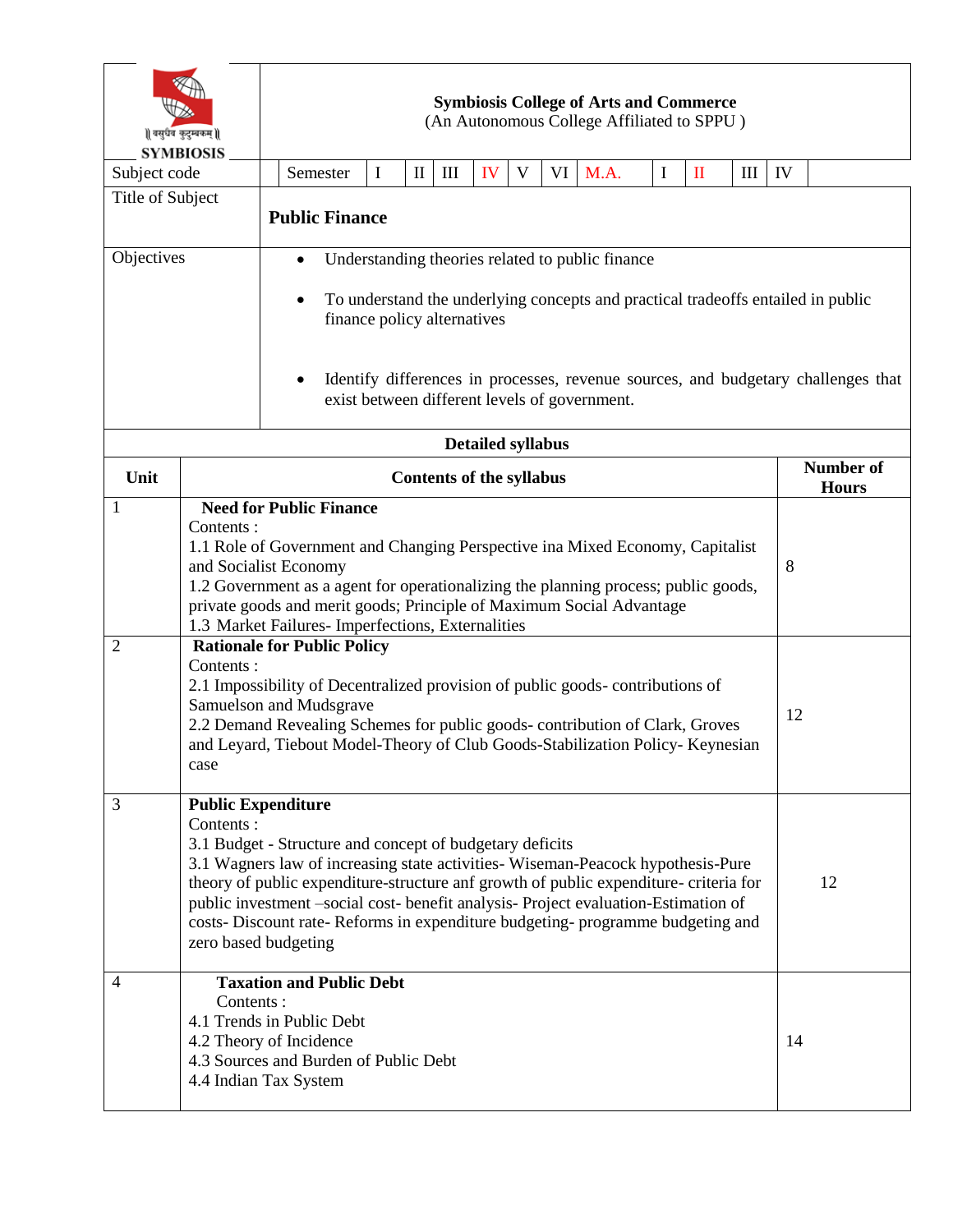| SYMBIOSIS | **Symbiosis College of Arts and Commerce** (An Autonomous College Affiliated to SPPU ) |
|---|---|
| Subject code | Semester: I, II, III, IV, V, VI; M.A.: I, II, III, IV |
| Title of Subject | **Public Finance** |
| Objectives | • Understanding theories related to public finance<br>• To understand the underlying concepts and practical tradeoffs entailed in public finance policy alternatives<br>• Identify differences in processes, revenue sources, and budgetary challenges that exist between different levels of government. |

**Detailed syllabus**

| Unit | Contents of the syllabus | Number of Hours |
|---|---|---|
| 1 | **Need for Public Finance**<br>Contents :<br>1.1 Role of Government and Changing Perspective ina Mixed Economy, Capitalist and Socialist Economy<br>1.2 Government as a agent for operationalizing the planning process; public goods, private goods and merit goods; Principle of Maximum Social Advantage<br>1.3 Market Failures- Imperfections, Externalities | 8 |
| 2 | **Rationale for Public Policy**<br>Contents :<br>2.1 Impossibility of Decentralized provision of public goods- contributions of Samuelson and Mudsgrave<br>2.2 Demand Revealing Schemes for public goods- contribution of Clark, Groves and Leyard, Tiebout Model-Theory of Club Goods-Stabilization Policy- Keynesian case | 12 |
| 3 | **Public Expenditure**<br>Contents :<br>3.1 Budget - Structure and concept of budgetary deficits<br>3.1 Wagners law of increasing state activities- Wiseman-Peacock hypothesis-Pure theory of public expenditure-structure anf growth of public expenditure- criteria for public investment –social cost- benefit analysis- Project evaluation-Estimation of costs- Discount rate- Reforms in expenditure budgeting- programme budgeting and zero based budgeting | 12 |
| 4 | **Taxation and Public Debt**<br>Contents :<br>4.1 Trends in Public Debt<br>4.2 Theory of Incidence<br>4.3 Sources and Burden of Public Debt<br>4.4 Indian Tax System | 14 |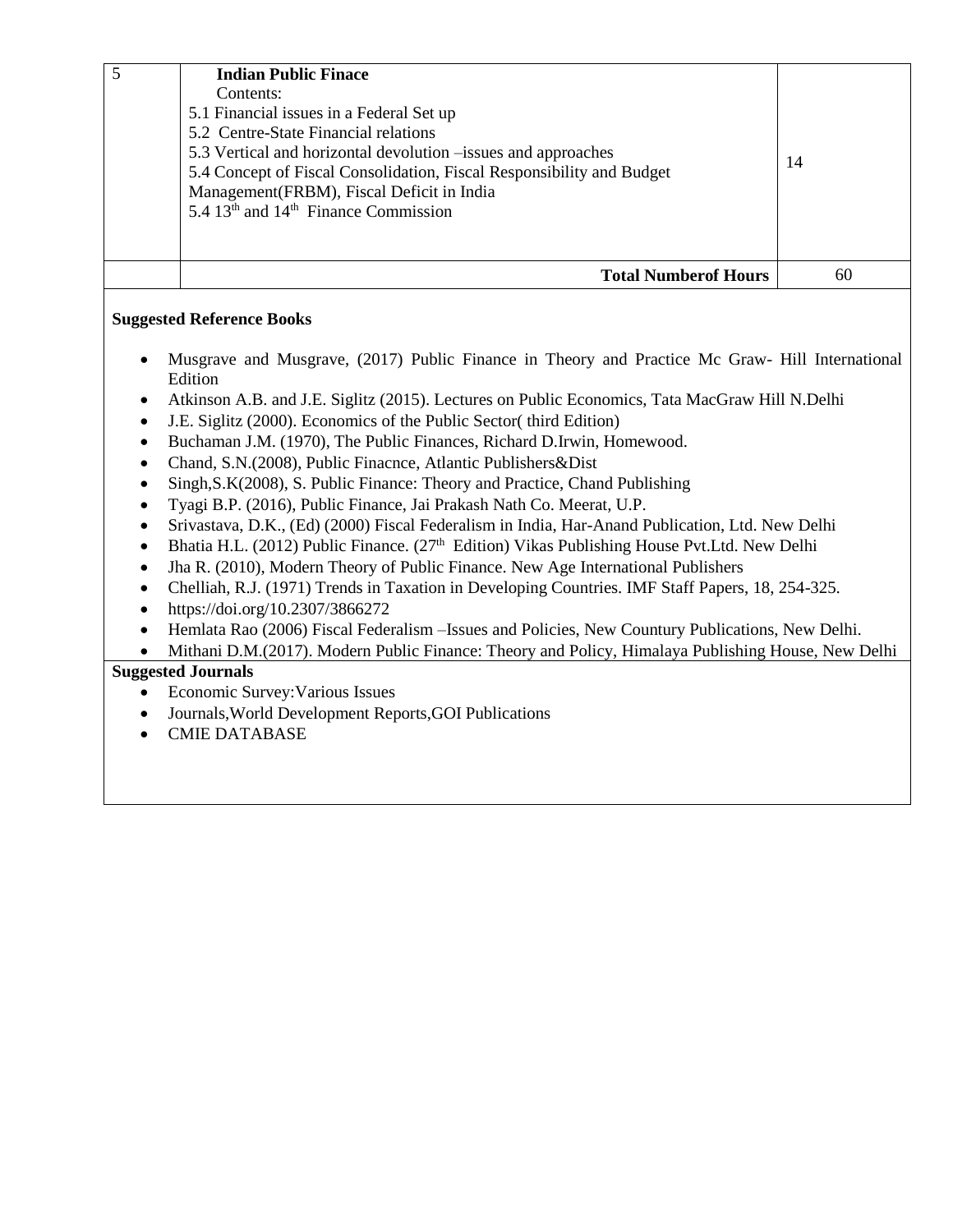| | | |
|---|---|---|
| 5 | **Indian Public Finace**<br>Contents:<br>5.1 Financial issues in a Federal Set up<br>5.2 Centre-State Financial relations<br>5.3 Vertical and horizontal devolution –issues and approaches<br>5.4 Concept of Fiscal Consolidation, Fiscal Responsibility and Budget Management(FRBM), Fiscal Deficit in India<br>5.4 13th and 14th Finance Commission | 14 |
| | **Total Numberof Hours** | 60 |

**Suggested Reference Books**

- Musgrave and Musgrave, (2017) Public Finance in Theory and Practice Mc Graw- Hill International Edition
- Atkinson A.B. and J.E. Siglitz (2015). Lectures on Public Economics, Tata MacGraw Hill N.Delhi
- J.E. Siglitz (2000). Economics of the Public Sector( third Edition)
- Buchaman J.M. (1970), The Public Finances, Richard D.Irwin, Homewood.
- Chand, S.N.(2008), Public Finacnce, Atlantic Publishers&Dist
- Singh,S.K(2008), S. Public Finance: Theory and Practice, Chand Publishing
- Tyagi B.P. (2016), Public Finance, Jai Prakash Nath Co. Meerat, U.P.
- Srivastava, D.K., (Ed) (2000) Fiscal Federalism in India, Har-Anand Publication, Ltd. New Delhi
- Bhatia H.L. (2012) Public Finance. (27th Edition) Vikas Publishing House Pvt.Ltd. New Delhi
- Jha R. (2010), Modern Theory of Public Finance. New Age International Publishers
- Chelliah, R.J. (1971) Trends in Taxation in Developing Countries. IMF Staff Papers, 18, 254-325.
- https://doi.org/10.2307/3866272
- Hemlata Rao (2006) Fiscal Federalism –Issues and Policies, New Countury Publications, New Delhi.
- Mithani D.M.(2017). Modern Public Finance: Theory and Policy, Himalaya Publishing House, New Delhi

**Suggested Journals**

- Economic Survey:Various Issues
- Journals,World Development Reports,GOI Publications
- CMIE DATABASE